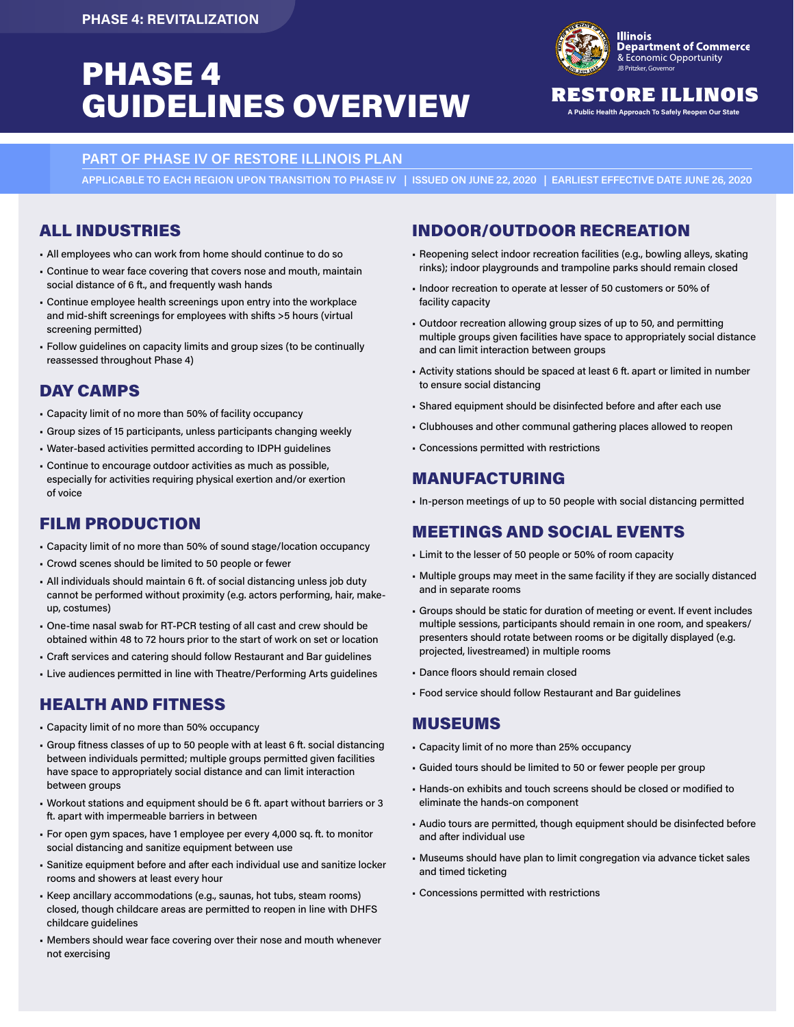PHASE 4: REVITALIZATION

# PHASE 4 GUIDELINES OVERVIEW

Illinois Department of Commerce & Economic Opportunity
JB Pritzker, Governor

**RESTORE ILLINOIS**

A Public Health Approach To Safely Reopen Our State

## PART OF PHASE IV OF RESTORE ILLINOIS PLAN

APPLICABLE TO EACH REGION UPON TRANSITION TO PHASE IV | ISSUED ON JUNE 22, 2020 | EARLIEST EFFECTIVE DATE JUNE 26, 2020

## ALL INDUSTRIES

- All employees who can work from home should continue to do so
- Continue to wear face covering that covers nose and mouth, maintain social distance of 6 ft., and frequently wash hands
- Continue employee health screenings upon entry into the workplace and mid-shift screenings for employees with shifts >5 hours (virtual screening permitted)
- Follow guidelines on capacity limits and group sizes (to be continually reassessed throughout Phase 4)

## DAY CAMPS

- Capacity limit of no more than 50% of facility occupancy
- Group sizes of 15 participants, unless participants changing weekly
- Water-based activities permitted according to IDPH guidelines
- Continue to encourage outdoor activities as much as possible, especially for activities requiring physical exertion and/or exertion of voice

## FILM PRODUCTION

- Capacity limit of no more than 50% of sound stage/location occupancy
- Crowd scenes should be limited to 50 people or fewer
- All individuals should maintain 6 ft. of social distancing unless job duty cannot be performed without proximity (e.g. actors performing, hair, make-up, costumes)
- One-time nasal swab for RT-PCR testing of all cast and crew should be obtained within 48 to 72 hours prior to the start of work on set or location
- Craft services and catering should follow Restaurant and Bar guidelines
- Live audiences permitted in line with Theatre/Performing Arts guidelines

## HEALTH AND FITNESS

- Capacity limit of no more than 50% occupancy
- Group fitness classes of up to 50 people with at least 6 ft. social distancing between individuals permitted; multiple groups permitted given facilities have space to appropriately social distance and can limit interaction between groups
- Workout stations and equipment should be 6 ft. apart without barriers or 3 ft. apart with impermeable barriers in between
- For open gym spaces, have 1 employee per every 4,000 sq. ft. to monitor social distancing and sanitize equipment between use
- Sanitize equipment before and after each individual use and sanitize locker rooms and showers at least every hour
- Keep ancillary accommodations (e.g., saunas, hot tubs, steam rooms) closed, though childcare areas are permitted to reopen in line with DHFS childcare guidelines
- Members should wear face covering over their nose and mouth whenever not exercising

## INDOOR/OUTDOOR RECREATION

- Reopening select indoor recreation facilities (e.g., bowling alleys, skating rinks); indoor playgrounds and trampoline parks should remain closed
- Indoor recreation to operate at lesser of 50 customers or 50% of facility capacity
- Outdoor recreation allowing group sizes of up to 50, and permitting multiple groups given facilities have space to appropriately social distance and can limit interaction between groups
- Activity stations should be spaced at least 6 ft. apart or limited in number to ensure social distancing
- Shared equipment should be disinfected before and after each use
- Clubhouses and other communal gathering places allowed to reopen
- Concessions permitted with restrictions

## MANUFACTURING

- In-person meetings of up to 50 people with social distancing permitted

## MEETINGS AND SOCIAL EVENTS

- Limit to the lesser of 50 people or 50% of room capacity
- Multiple groups may meet in the same facility if they are socially distanced and in separate rooms
- Groups should be static for duration of meeting or event. If event includes multiple sessions, participants should remain in one room, and speakers/presenters should rotate between rooms or be digitally displayed (e.g. projected, livestreamed) in multiple rooms
- Dance floors should remain closed
- Food service should follow Restaurant and Bar guidelines

## MUSEUMS

- Capacity limit of no more than 25% occupancy
- Guided tours should be limited to 50 or fewer people per group
- Hands-on exhibits and touch screens should be closed or modified to eliminate the hands-on component
- Audio tours are permitted, though equipment should be disinfected before and after individual use
- Museums should have plan to limit congregation via advance ticket sales and timed ticketing
- Concessions permitted with restrictions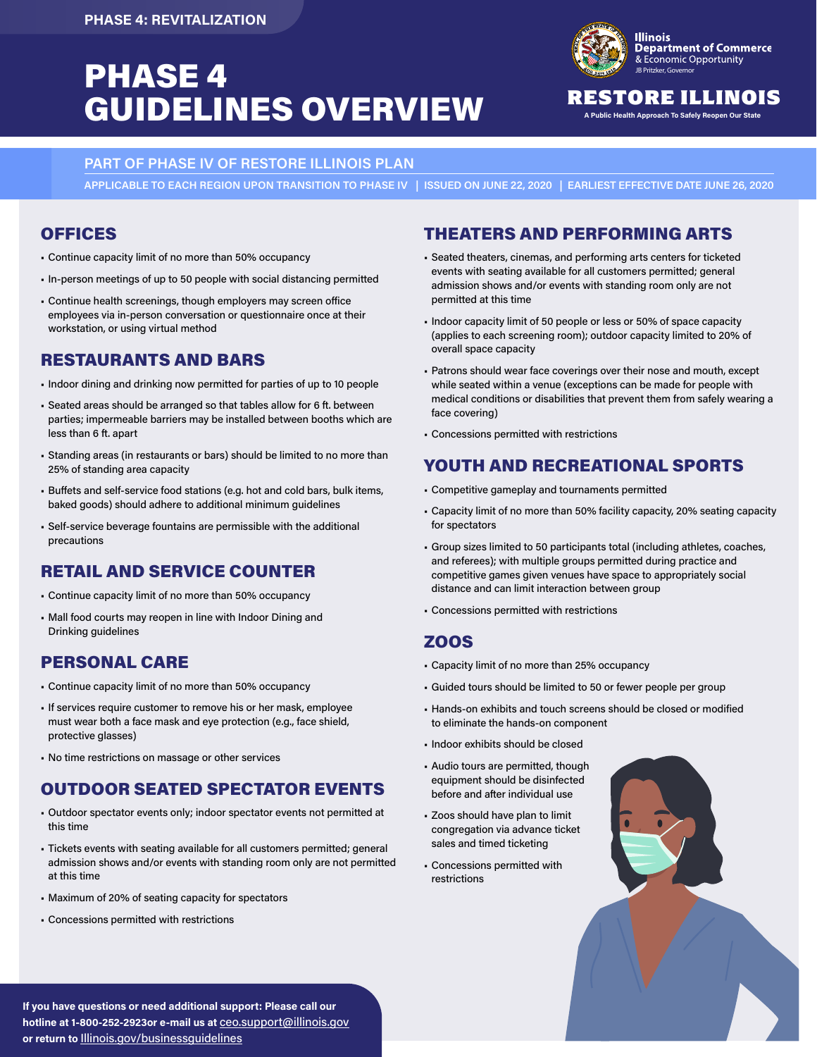PHASE 4: REVITALIZATION

# PHASE 4 GUIDELINES OVERVIEW

Illinois Department of Commerce & Economic Opportunity
JB Pritzker, Governor

**RESTORE ILLINOIS**
A Public Health Approach To Safely Reopen Our State

**PART OF PHASE IV OF RESTORE ILLINOIS PLAN**

APPLICABLE TO EACH REGION UPON TRANSITION TO PHASE IV | ISSUED ON JUNE 22, 2020 | EARLIEST EFFECTIVE DATE JUNE 26, 2020

## OFFICES

- Continue capacity limit of no more than 50% occupancy
- In-person meetings of up to 50 people with social distancing permitted
- Continue health screenings, though employers may screen office employees via in-person conversation or questionnaire once at their workstation, or using virtual method

## RESTAURANTS AND BARS

- Indoor dining and drinking now permitted for parties of up to 10 people
- Seated areas should be arranged so that tables allow for 6 ft. between parties; impermeable barriers may be installed between booths which are less than 6 ft. apart
- Standing areas (in restaurants or bars) should be limited to no more than 25% of standing area capacity
- Buffets and self-service food stations (e.g. hot and cold bars, bulk items, baked goods) should adhere to additional minimum guidelines
- Self-service beverage fountains are permissible with the additional precautions

## RETAIL AND SERVICE COUNTER

- Continue capacity limit of no more than 50% occupancy
- Mall food courts may reopen in line with Indoor Dining and Drinking guidelines

## PERSONAL CARE

- Continue capacity limit of no more than 50% occupancy
- If services require customer to remove his or her mask, employee must wear both a face mask and eye protection (e.g., face shield, protective glasses)
- No time restrictions on massage or other services

## OUTDOOR SEATED SPECTATOR EVENTS

- Outdoor spectator events only; indoor spectator events not permitted at this time
- Tickets events with seating available for all customers permitted; general admission shows and/or events with standing room only are not permitted at this time
- Maximum of 20% of seating capacity for spectators
- Concessions permitted with restrictions

## THEATERS AND PERFORMING ARTS

- Seated theaters, cinemas, and performing arts centers for ticketed events with seating available for all customers permitted; general admission shows and/or events with standing room only are not permitted at this time
- Indoor capacity limit of 50 people or less or 50% of space capacity (applies to each screening room); outdoor capacity limited to 20% of overall space capacity
- Patrons should wear face coverings over their nose and mouth, except while seated within a venue (exceptions can be made for people with medical conditions or disabilities that prevent them from safely wearing a face covering)
- Concessions permitted with restrictions

## YOUTH AND RECREATIONAL SPORTS

- Competitive gameplay and tournaments permitted
- Capacity limit of no more than 50% facility capacity, 20% seating capacity for spectators
- Group sizes limited to 50 participants total (including athletes, coaches, and referees); with multiple groups permitted during practice and competitive games given venues have space to appropriately social distance and can limit interaction between group
- Concessions permitted with restrictions

## ZOOS

- Capacity limit of no more than 25% occupancy
- Guided tours should be limited to 50 or fewer people per group
- Hands-on exhibits and touch screens should be closed or modified to eliminate the hands-on component
- Indoor exhibits should be closed
- Audio tours are permitted, though equipment should be disinfected before and after individual use
- Zoos should have plan to limit congregation via advance ticket sales and timed ticketing
- Concessions permitted with restrictions

**If you have questions or need additional support: Please call our hotline at 1-800-252-2923or e-mail us at ceo.support@illinois.gov or return to Illinois.gov/businessguidelines**